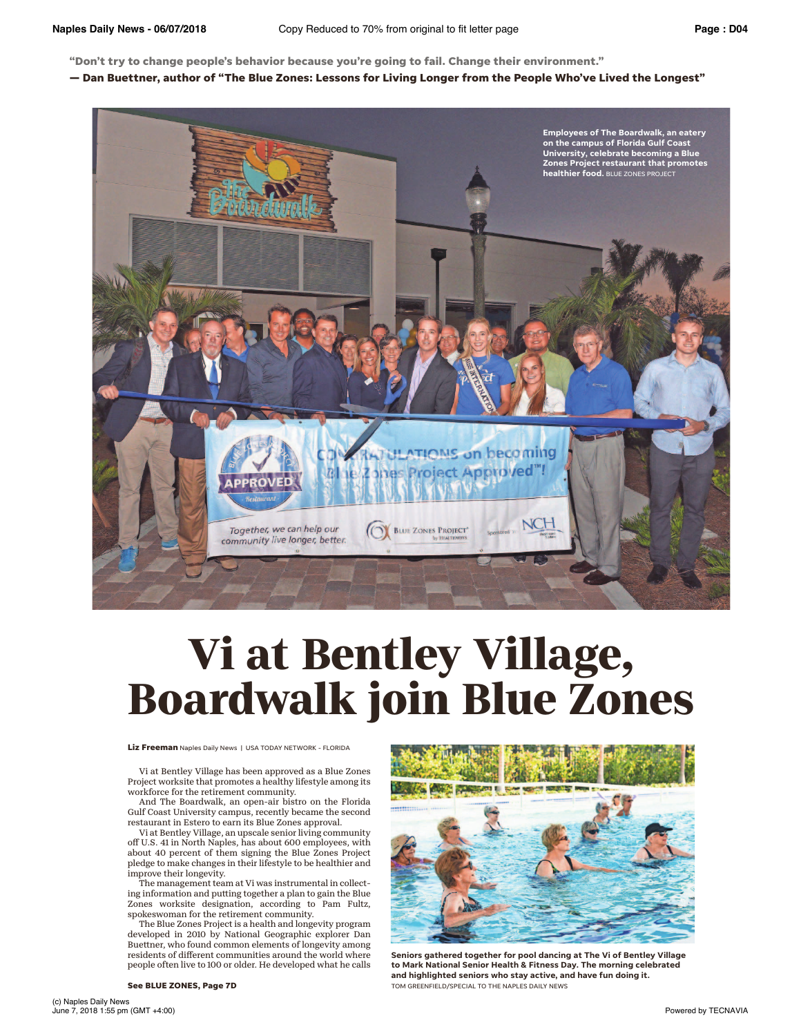"Don't try to change people's behavior because you're going to fail. Change their environment."

**— Dan Buettner, author of "The Blue Zones: Lessons for Living Longer from the People Who've Lived the Longest"**

**Employees of The Boardwalk, an eatery on the campus of Florida Gulf Coast University, celebrate becoming a Blue Zones Project restaurant that promotes healthier food.** BLUE ZONES PROJECT

# Vi at Bentley Village, Boardwalk join Blue Zones

**Liz Freeman** Naples Daily News | USA TODAY NETWORK - FLORIDA

Vi at Bentley Village has been approved as a Blue Zones Project worksite that promotes a healthy lifestyle among its workforce for the retirement community.

And The Boardwalk, an open-air bistro on the Florida Gulf Coast University campus, recently became the second restaurant in Estero to earn its Blue Zones approval.

Vi at Bentley Village, an upscale senior living community off U.S. 41 in North Naples, has about 600 employees, with about 40 percent of them signing the Blue Zones Project pledge to make changes in their lifestyle to be healthier and improve their longevity.

The management team at Vi was instrumental in collecting information and putting together a plan to gain the Blue Zones worksite designation, according to Pam Fultz, spokeswoman for the retirement community.

The Blue Zones Project is a health and longevity program developed in 2010 by National Geographic explorer Dan Buettner, who found common elements of longevity among residents of different communities around the world where people often live to 100 or older. He developed what he calls

**See BLUE ZONES, Page 7D**

**Seniors gathered together for pool dancing at The Vi of Bentley Village to Mark National Senior Health & Fitness Day. The morning celebrated and highlighted seniors who stay active, and have fun doing it.**
TOM GREENFIELD/SPECIAL TO THE NAPLES DAILY NEWS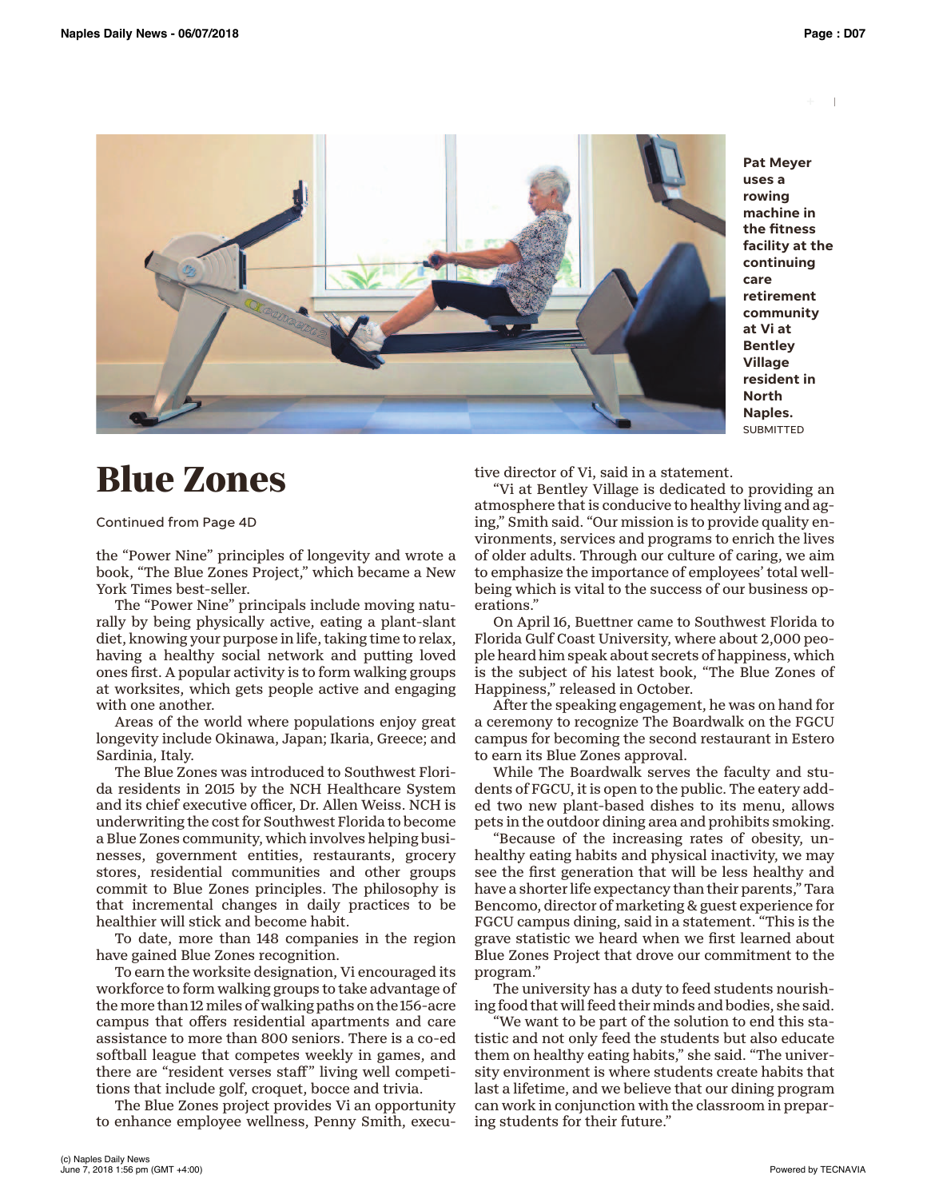Pat Meyer uses a rowing machine in the fitness facility at the continuing care retirement community at Vi at Bentley Village resident in North Naples. SUBMITTED

# Blue Zones

Continued from Page 4D

the "Power Nine" principles of longevity and wrote a book, "The Blue Zones Project," which became a New York Times best-seller.

The "Power Nine" principals include moving naturally by being physically active, eating a plant-slant diet, knowing your purpose in life, taking time to relax, having a healthy social network and putting loved ones first. A popular activity is to form walking groups at worksites, which gets people active and engaging with one another.

Areas of the world where populations enjoy great longevity include Okinawa, Japan; Ikaria, Greece; and Sardinia, Italy.

The Blue Zones was introduced to Southwest Florida residents in 2015 by the NCH Healthcare System and its chief executive officer, Dr. Allen Weiss. NCH is underwriting the cost for Southwest Florida to become a Blue Zones community, which involves helping businesses, government entities, restaurants, grocery stores, residential communities and other groups commit to Blue Zones principles. The philosophy is that incremental changes in daily practices to be healthier will stick and become habit.

To date, more than 148 companies in the region have gained Blue Zones recognition.

To earn the worksite designation, Vi encouraged its workforce to form walking groups to take advantage of the more than 12 miles of walking paths on the 156-acre campus that offers residential apartments and care assistance to more than 800 seniors. There is a co-ed softball league that competes weekly in games, and there are "resident verses staff" living well competitions that include golf, croquet, bocce and trivia.

The Blue Zones project provides Vi an opportunity to enhance employee wellness, Penny Smith, executive director of Vi, said in a statement.

"Vi at Bentley Village is dedicated to providing an atmosphere that is conducive to healthy living and aging," Smith said. "Our mission is to provide quality environments, services and programs to enrich the lives of older adults. Through our culture of caring, we aim to emphasize the importance of employees' total wellbeing which is vital to the success of our business operations."

On April 16, Buettner came to Southwest Florida to Florida Gulf Coast University, where about 2,000 people heard him speak about secrets of happiness, which is the subject of his latest book, "The Blue Zones of Happiness," released in October.

After the speaking engagement, he was on hand for a ceremony to recognize The Boardwalk on the FGCU campus for becoming the second restaurant in Estero to earn its Blue Zones approval.

While The Boardwalk serves the faculty and students of FGCU, it is open to the public. The eatery added two new plant-based dishes to its menu, allows pets in the outdoor dining area and prohibits smoking.

"Because of the increasing rates of obesity, unhealthy eating habits and physical inactivity, we may see the first generation that will be less healthy and have a shorter life expectancy than their parents," Tara Bencomo, director of marketing & guest experience for FGCU campus dining, said in a statement. "This is the grave statistic we heard when we first learned about Blue Zones Project that drove our commitment to the program."

The university has a duty to feed students nourishing food that will feed their minds and bodies, she said.

"We want to be part of the solution to end this statistic and not only feed the students but also educate them on healthy eating habits," she said. "The university environment is where students create habits that last a lifetime, and we believe that our dining program can work in conjunction with the classroom in preparing students for their future."